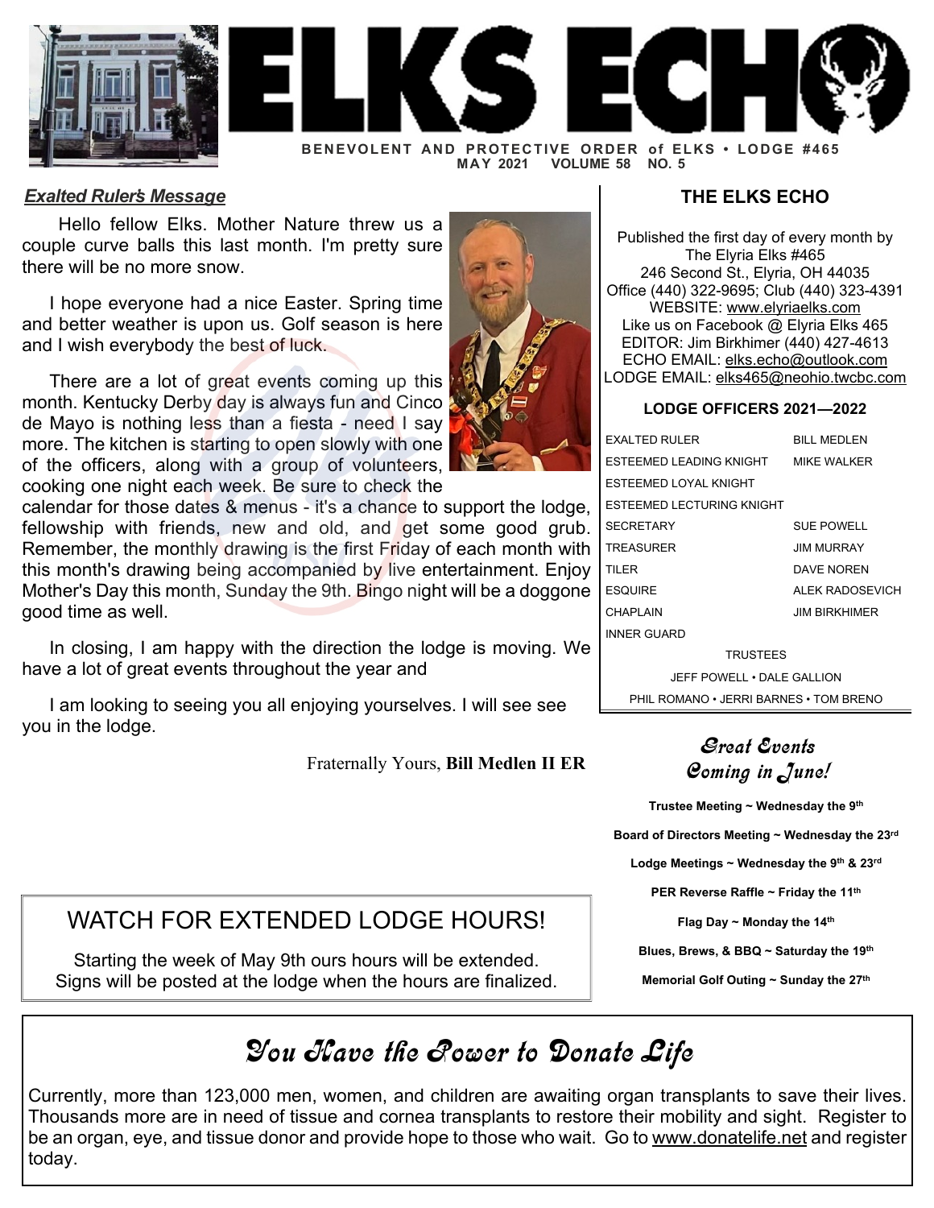# ELKS ECHO

**BENEVOLENT AND PROTECTIVE ORDER of ELKS • LODGE #465**
**MAY 2021 VOLUME 58 NO. 5**

## *Exalted Ruler's Message*

Hello fellow Elks. Mother Nature threw us a couple curve balls this last month. I'm pretty sure there will be no more snow.

I hope everyone had a nice Easter. Spring time and better weather is upon us. Golf season is here and I wish everybody the best of luck.

There are a lot of great events coming up this month. Kentucky Derby day is always fun and Cinco de Mayo is nothing less than a fiesta - need I say more. The kitchen is starting to open slowly with one of the officers, along with a group of volunteers, cooking one night each week. Be sure to check the calendar for those dates & menus - it's a chance to support the lodge, fellowship with friends, new and old, and get some good grub. Remember, the monthly drawing is the first Friday of each month with this month's drawing being accompanied by live entertainment. Enjoy Mother's Day this month, Sunday the 9th. Bingo night will be a doggone good time as well.

In closing, I am happy with the direction the lodge is moving. We have a lot of great events throughout the year and

I am looking to seeing you all enjoying yourselves. I will see see you in the lodge.

Fraternally Yours, **Bill Medlen II ER**

## THE ELKS ECHO

Published the first day of every month by
The Elyria Elks #465
246 Second St., Elyria, OH 44035
Office (440) 322-9695; Club (440) 323-4391
WEBSITE: www.elyriaelks.com
Like us on Facebook @ Elyria Elks 465
EDITOR: Jim Birkhimer (440) 427-4613
ECHO EMAIL: elks.echo@outlook.com
LODGE EMAIL: elks465@neohio.twcbc.com

### LODGE OFFICERS 2021—2022

| | |
|---|---|
| EXALTED RULER | BILL MEDLEN |
| ESTEEMED LEADING KNIGHT | MIKE WALKER |
| ESTEEMED LOYAL KNIGHT | |
| ESTEEMED LECTURING KNIGHT | |
| SECRETARY | SUE POWELL |
| TREASURER | JIM MURRAY |
| TILER | DAVE NOREN |
| ESQUIRE | ALEK RADOSEVICH |
| CHAPLAIN | JIM BIRKHIMER |
| INNER GUARD | |

TRUSTEES
JEFF POWELL • DALE GALLION
PHIL ROMANO • JERRI BARNES • TOM BRENO

## *Great Events Coming in June!*

**Trustee Meeting ~ Wednesday the 9th**

**Board of Directors Meeting ~ Wednesday the 23rd**

**Lodge Meetings ~ Wednesday the 9th & 23rd**

**PER Reverse Raffle ~ Friday the 11th**

**Flag Day ~ Monday the 14th**

**Blues, Brews, & BBQ ~ Saturday the 19th**

**Memorial Golf Outing ~ Sunday the 27th**

## WATCH FOR EXTENDED LODGE HOURS!

Starting the week of May 9th ours hours will be extended. Signs will be posted at the lodge when the hours are finalized.

## *You Have the Power to Donate Life*

Currently, more than 123,000 men, women, and children are awaiting organ transplants to save their lives. Thousands more are in need of tissue and cornea transplants to restore their mobility and sight. Register to be an organ, eye, and tissue donor and provide hope to those who wait. Go to www.donatelife.net and register today.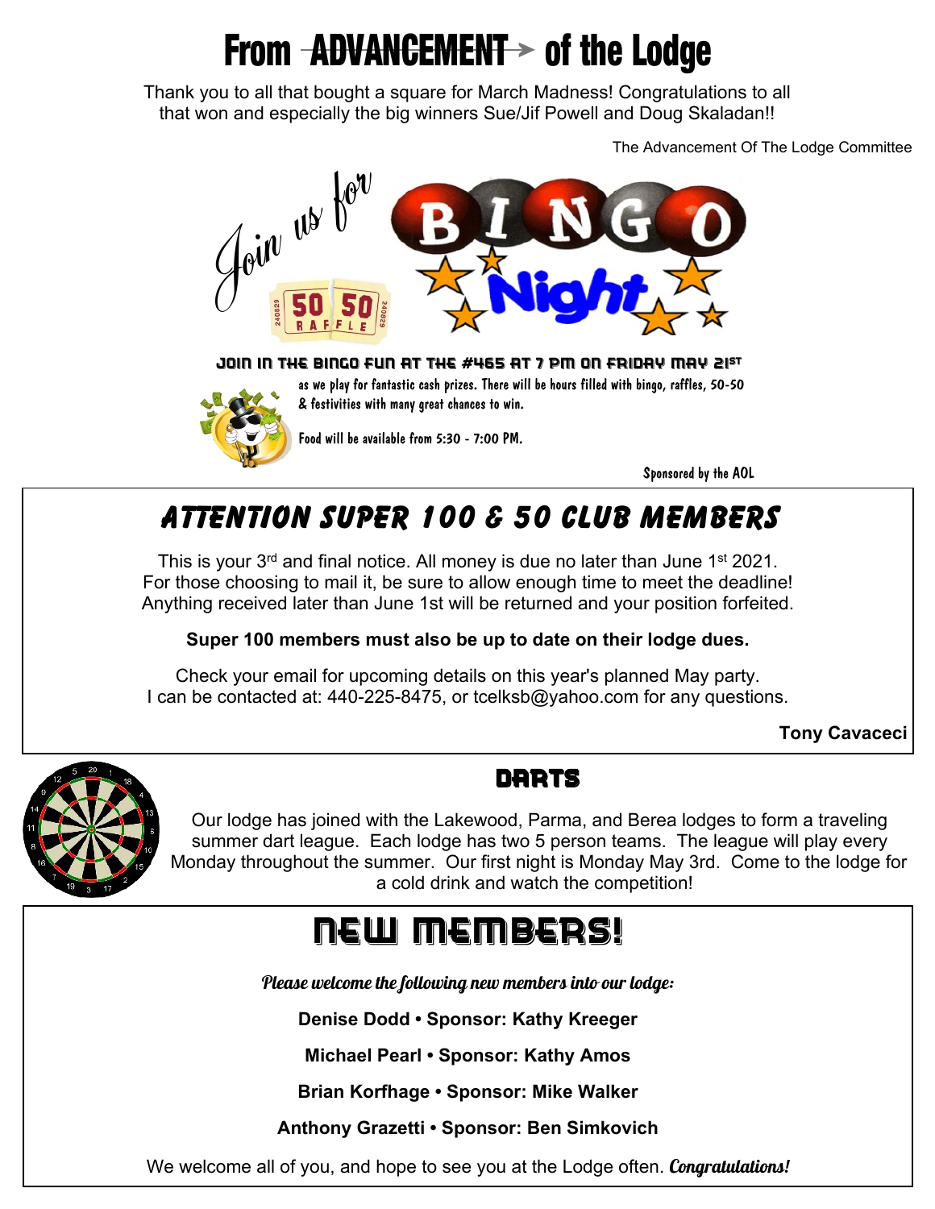# From ADVANCEMENT of the Lodge

Thank you to all that bought a square for March Madness! Congratulations to all that won and especially the big winners Sue/Jif Powell and Doug Skaladan!!

The Advancement Of The Lodge Committee

Join us for BINGO Night

50 50 RAFFLE

**JOIN IN THE BINGO FUN AT THE #465 AT 7 PM ON FRIDAY MAY 21ST**

as we play for fantastic cash prizes. There will be hours filled with bingo, raffles, 50-50 & festivities with many great chances to win.

Food will be available from 5:30 - 7:00 PM.

Sponsored by the AOL

## *ATTENTION SUPER 100 & 50 CLUB MEMBERS*

This is your 3rd and final notice. All money is due no later than June 1st 2021. For those choosing to mail it, be sure to allow enough time to meet the deadline! Anything received later than June 1st will be returned and your position forfeited.

**Super 100 members must also be up to date on their lodge dues.**

Check your email for upcoming details on this year's planned May party. I can be contacted at: 440-225-8475, or tcelksb@yahoo.com for any questions.

**Tony Cavaceci**

## DARTS

Our lodge has joined with the Lakewood, Parma, and Berea lodges to form a traveling summer dart league. Each lodge has two 5 person teams. The league will play every Monday throughout the summer. Our first night is Monday May 3rd. Come to the lodge for a cold drink and watch the competition!

## NEW MEMBERS!

*Please welcome the following new members into our lodge:*

**Denise Dodd • Sponsor: Kathy Kreeger**

**Michael Pearl • Sponsor: Kathy Amos**

**Brian Korfhage • Sponsor: Mike Walker**

**Anthony Grazetti • Sponsor: Ben Simkovich**

We welcome all of you, and hope to see you at the Lodge often. ***Congratulations!***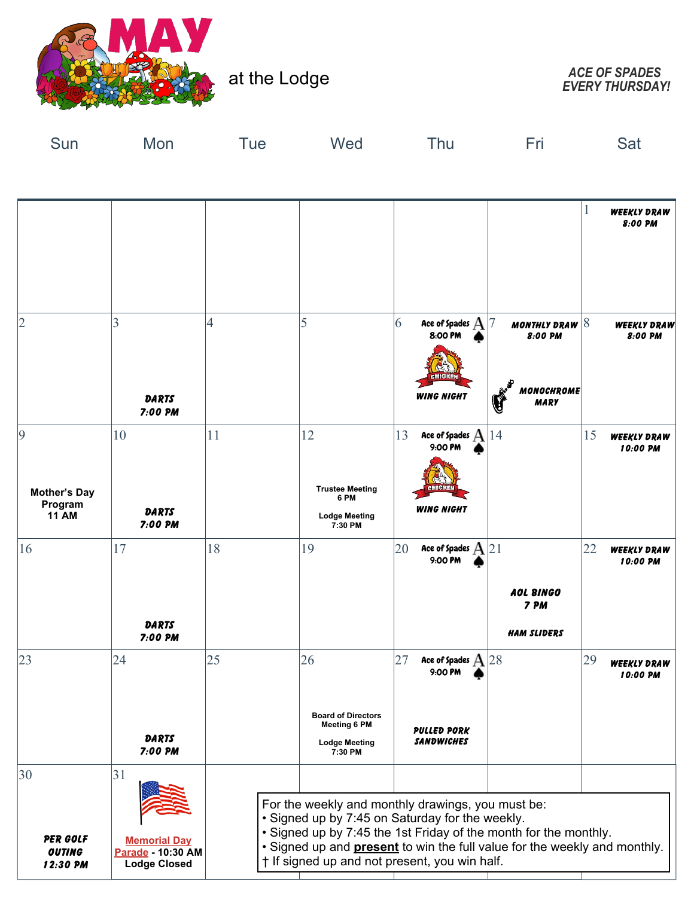# MAY at the Lodge

***ACE OF SPADES EVERY THURSDAY!***

| Sun | Mon | Tue | Wed | Thu | Fri | Sat |
|---|---|---|---|---|---|---|
| | | | | | | 1 WEEKLY DRAW 8:00 PM |
| 2 | 3 DARTS 7:00 PM | 4 | 5 | 6 Ace of Spades 8:00 PM WING NIGHT | 7 MONTHLY DRAW 8:00 PM MONOCHROME MARY | 8 WEEKLY DRAW 8:00 PM |
| 9 Mother's Day Program 11 AM | 10 DARTS 7:00 PM | 11 | 12 Trustee Meeting 6 PM Lodge Meeting 7:30 PM | 13 Ace of Spades 9:00 PM WING NIGHT | 14 | 15 WEEKLY DRAW 10:00 PM |
| 16 | 17 DARTS 7:00 PM | 18 | 19 | 20 Ace of Spades 9:00 PM | 21 AOL BINGO 7 PM HAM SLIDERS | 22 WEEKLY DRAW 10:00 PM |
| 23 | 24 DARTS 7:00 PM | 25 | 26 Board of Directors Meeting 6 PM Lodge Meeting 7:30 PM | 27 Ace of Spades 9:00 PM PULLED PORK SANDWICHES | 28 | 29 WEEKLY DRAW 10:00 PM |
| 30 PER GOLF OUTING 12:30 PM | 31 Memorial Day Parade - 10:30 AM Lodge Closed | | | | | |

For the weekly and monthly drawings, you must be:

- Signed up by 7:45 on Saturday for the weekly.
- Signed up by 7:45 the 1st Friday of the month for the monthly.
- Signed up and **present** to win the full value for the weekly and monthly.

† If signed up and not present, you win half.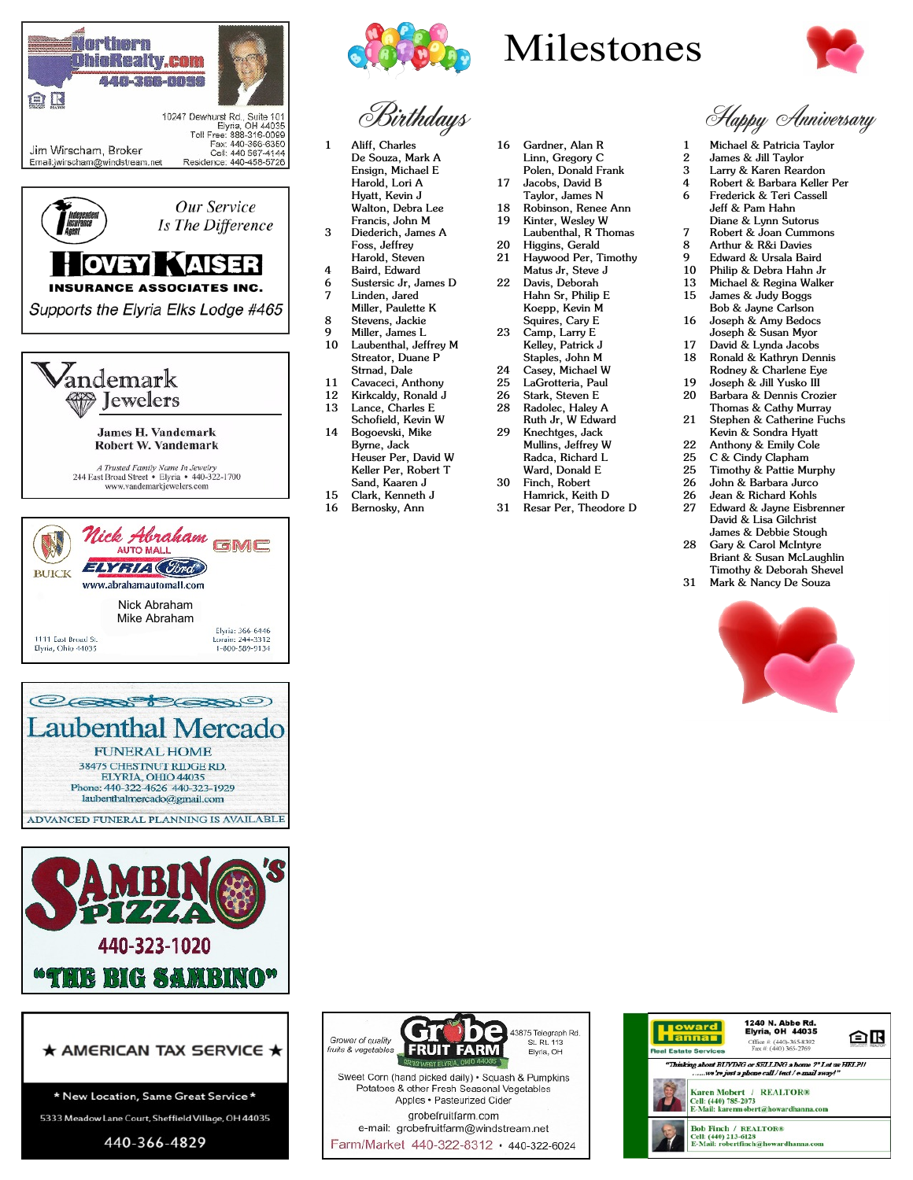# Milestones

## Birthdays

1 Aliff, Charles
De Souza, Mark A
Ensign, Michael E
Harold, Lori A
Hyatt, Kevin J
Walton, Debra Lee
Francis, John M
3 Diederich, James A
Foss, Jeffrey
Harold, Steven
4 Baird, Edward
6 Sustersic Jr, James D
7 Linden, Jared
Miller, Paulette K
8 Stevens, Jackie
9 Miller, James L
10 Laubenthal, Jeffrey M
Streator, Duane P
Strnad, Dale
11 Cavaceci, Anthony
12 Kirkcaldy, Ronald J
13 Lance, Charles E
Schofield, Kevin W
14 Bogoevski, Mike
Byrne, Jack
Heuser Per, David W
Keller Per, Robert T
Sand, Kaaren J
15 Clark, Kenneth J
16 Bernosky, Ann

16 Gardner, Alan R
Linn, Gregory C
Polen, Donald Frank
17 Jacobs, David B
Taylor, James N
18 Robinson, Renee Ann
19 Kinter, Wesley W
Laubenthal, R Thomas
20 Higgins, Gerald
21 Haywood Per, Timothy
Matus Jr, Steve J
22 Davis, Deborah
Hahn Sr, Philip E
Koepp, Kevin M
Squires, Cary E
23 Camp, Larry E
Kelley, Patrick J
Staples, John M
24 Casey, Michael W
25 LaGrotteria, Paul
26 Stark, Steven E
28 Radolec, Haley A
Ruth Jr, W Edward
29 Knechtges, Jack
Mullins, Jeffrey W
Radca, Richard L
Ward, Donald E
30 Finch, Robert
Hamrick, Keith D
31 Resar Per, Theodore D

## Happy Anniversary

1 Michael & Patricia Taylor
2 James & Jill Taylor
3 Larry & Karen Reardon
4 Robert & Barbara Keller Per
6 Frederick & Teri Cassell
Jeff & Pam Hahn
Diane & Lynn Sutorus
7 Robert & Joan Cummons
8 Arthur & R&i Davies
9 Edward & Ursala Baird
10 Philip & Debra Hahn Jr
13 Michael & Regina Walker
15 James & Judy Boggs
Bob & Jayne Carlson
16 Joseph & Amy Bedocs
Joseph & Susan Myor
17 David & Lynda Jacobs
18 Ronald & Kathryn Dennis
Rodney & Charlene Eye
19 Joseph & Jill Yusko III
20 Barbara & Dennis Crozier
Thomas & Cathy Murray
21 Stephen & Catherine Fuchs
Kevin & Sondra Hyatt
22 Anthony & Emily Cole
25 C & Cindy Clapham
25 Timothy & Pattie Murphy
26 John & Barbara Jurco
26 Jean & Richard Kohls
27 Edward & Jayne Eisbrenner
David & Lisa Gilchrist
James & Debbie Stough
28 Gary & Carol McIntyre
Briant & Susan McLaughlin
Timothy & Deborah Shevel
31 Mark & Nancy De Souza

---

**NorthernOhioRealty.com** 440-366-0099
10247 Dewhurst Rd., Suite 101
Elyria, OH 44035
Toll Free: 888-316-0099
Fax: 440-366-6350
Cell: 440 567-4144
Residence: 440-458-5726
Jim Wirscham, Broker
Email.jwirscham@windstream.net

Independent Insurance Agent
Our Service Is The Difference
**HOVEY KAISER** INSURANCE ASSOCIATES INC.
Supports the Elyria Elks Lodge #465

**Vandemark Jewelers**
James H. Vandemark
Robert W. Vandemark
A Trusted Family Name In Jewelry
244 East Broad Street • Elyria • 440-322-1700
www.vandemarkjewelers.com

**Nick Abraham AUTO MALL** — Buick, GMC, Elyria Ford
www.abrahamautomall.com
Nick Abraham
Mike Abraham
1111 East Broad St.
Elyria, Ohio 44035
Elyria: 366-6446
Lorain: 244-3312
1-800-589-9134

**Laubenthal Mercado FUNERAL HOME**
38475 CHESTNUT RIDGE RD.
ELYRIA, OHIO 44035
Phone: 440-322-4626 440-323-1929
laubenthalmercado@gmail.com
ADVANCED FUNERAL PLANNING IS AVAILABLE

**SAMBINO'S PIZZA**
440-323-1020
"THE BIG SAMBINO"

★ AMERICAN TAX SERVICE ★
* New Location, Same Great Service *
5333 Meadow Lane Court, Sheffield Village, OH 44035
440-366-4829

**Grobe FRUIT FARM**
Grower of quality fruits & vegetables
43875 Telegraph Rd.
St. Rt. 113
Elyria, OH
Sweet Corn (hand picked daily) • Squash & Pumpkins
Potatoes & other Fresh Seasonal Vegetables
Apples • Pasteurized Cider
grobefruitfarm.com
e-mail: grobefruitfarm@windstream.net
Farm/Market 440-322-8312 • 440-322-6024

**Howard Hanna Real Estate Services**
1240 N. Abbe Rd.
Elyria, OH 44035
Office # (440)-365-8392
Fax # (440) 365-2769
"Thinking about BUYING or SELLING a home? Let us HELP!! ......we're just a phone call / text / e-mail away!"
Karen Mobert / REALTOR®
Cell: (440) 785-2073
E-Mail: karenmobert@howardhanna.com
Bob Finch / REALTOR®
Cell: (440) 213-6128
E-Mail: robertfinch@howardhanna.com